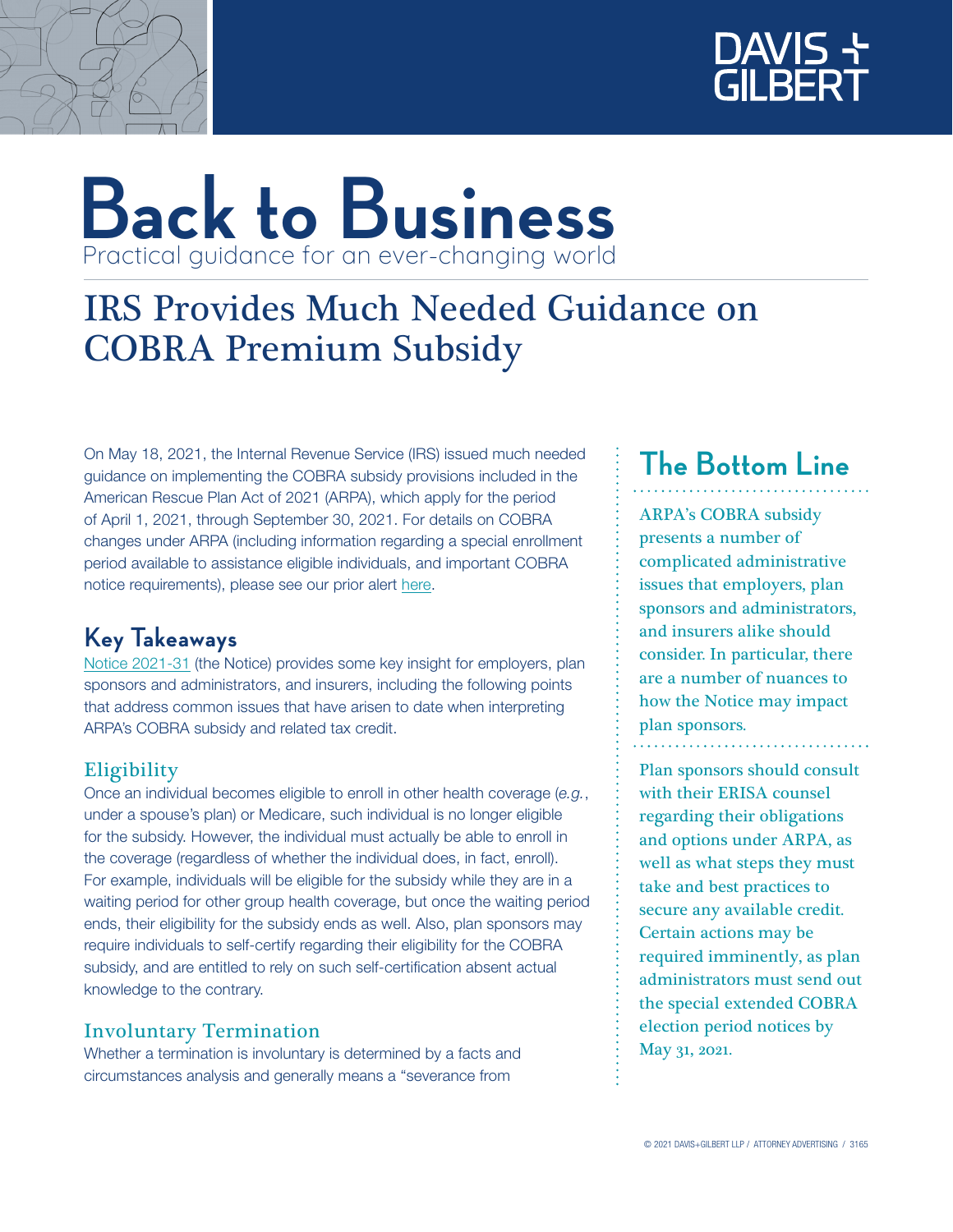DAVIS + GILBERT

# Back to Business

Practical guidance for an ever-changing world

## IRS Provides Much Needed Guidance on COBRA Premium Subsidy

On May 18, 2021, the Internal Revenue Service (IRS) issued much needed guidance on implementing the COBRA subsidy provisions included in the American Rescue Plan Act of 2021 (ARPA), which apply for the period of April 1, 2021, through September 30, 2021. For details on COBRA changes under ARPA (including information regarding a special enrollment period available to assistance eligible individuals, and important COBRA notice requirements), please see our prior alert here.

### Key Takeaways

Notice 2021-31 (the Notice) provides some key insight for employers, plan sponsors and administrators, and insurers, including the following points that address common issues that have arisen to date when interpreting ARPA's COBRA subsidy and related tax credit.

#### Eligibility

Once an individual becomes eligible to enroll in other health coverage (*e.g.*, under a spouse's plan) or Medicare, such individual is no longer eligible for the subsidy. However, the individual must actually be able to enroll in the coverage (regardless of whether the individual does, in fact, enroll). For example, individuals will be eligible for the subsidy while they are in a waiting period for other group health coverage, but once the waiting period ends, their eligibility for the subsidy ends as well. Also, plan sponsors may require individuals to self-certify regarding their eligibility for the COBRA subsidy, and are entitled to rely on such self-certification absent actual knowledge to the contrary.

#### Involuntary Termination

Whether a termination is involuntary is determined by a facts and circumstances analysis and generally means a "severance from

### The Bottom Line

ARPA's COBRA subsidy presents a number of complicated administrative issues that employers, plan sponsors and administrators, and insurers alike should consider. In particular, there are a number of nuances to how the Notice may impact plan sponsors.

Plan sponsors should consult with their ERISA counsel regarding their obligations and options under ARPA, as well as what steps they must take and best practices to secure any available credit. Certain actions may be required imminently, as plan administrators must send out the special extended COBRA election period notices by May 31, 2021.

© 2021 DAVIS+GILBERT LLP / ATTORNEY ADVERTISING / 3165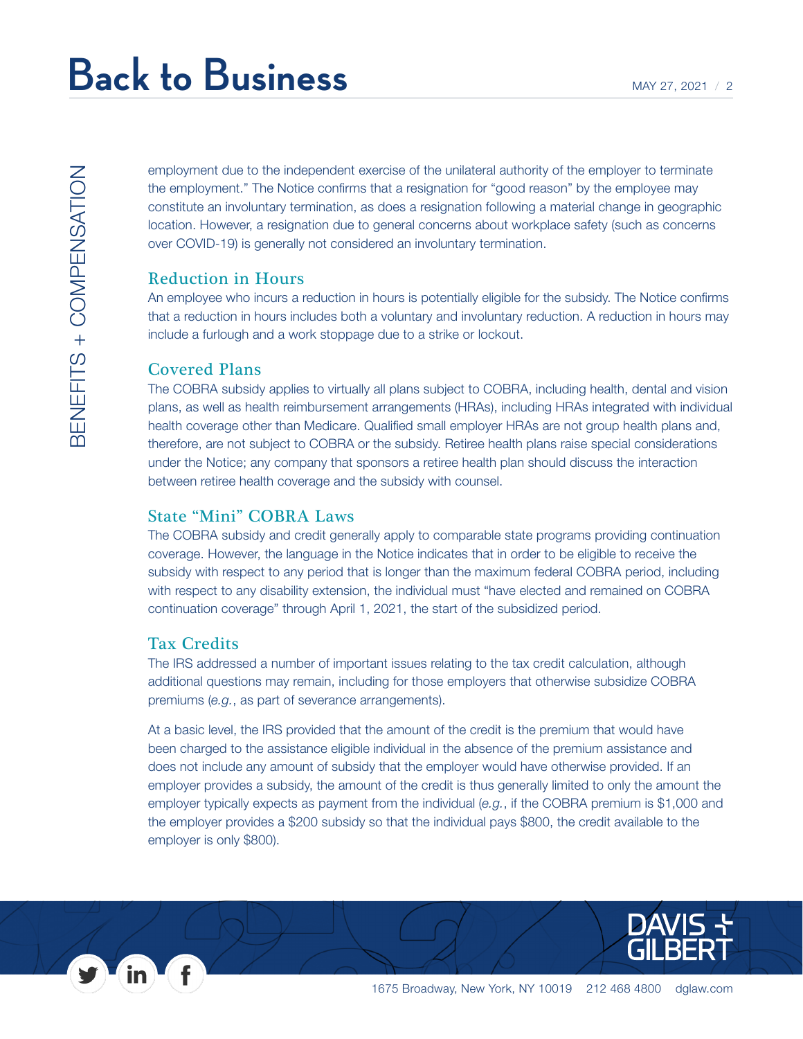employment due to the independent exercise of the unilateral authority of the employer to terminate the employment." The Notice confirms that a resignation for "good reason" by the employee may constitute an involuntary termination, as does a resignation following a material change in geographic location. However, a resignation due to general concerns about workplace safety (such as concerns over COVID-19) is generally not considered an involuntary termination.

### Reduction in Hours

An employee who incurs a reduction in hours is potentially eligible for the subsidy. The Notice confirms that a reduction in hours includes both a voluntary and involuntary reduction. A reduction in hours may include a furlough and a work stoppage due to a strike or lockout.

### Covered Plans

The COBRA subsidy applies to virtually all plans subject to COBRA, including health, dental and vision plans, as well as health reimbursement arrangements (HRAs), including HRAs integrated with individual health coverage other than Medicare. Qualified small employer HRAs are not group health plans and, therefore, are not subject to COBRA or the subsidy. Retiree health plans raise special considerations under the Notice; any company that sponsors a retiree health plan should discuss the interaction between retiree health coverage and the subsidy with counsel.

### State "Mini" COBRA Laws

The COBRA subsidy and credit generally apply to comparable state programs providing continuation coverage. However, the language in the Notice indicates that in order to be eligible to receive the subsidy with respect to any period that is longer than the maximum federal COBRA period, including with respect to any disability extension, the individual must "have elected and remained on COBRA continuation coverage" through April 1, 2021, the start of the subsidized period.

### Tax Credits

The IRS addressed a number of important issues relating to the tax credit calculation, although additional questions may remain, including for those employers that otherwise subsidize COBRA premiums (*e.g.*, as part of severance arrangements).

At a basic level, the IRS provided that the amount of the credit is the premium that would have been charged to the assistance eligible individual in the absence of the premium assistance and does not include any amount of subsidy that the employer would have otherwise provided. If an employer provides a subsidy, the amount of the credit is thus generally limited to only the amount the employer typically expects as payment from the individual (*e.g.*, if the COBRA premium is $1,000 and the employer provides a $200 subsidy so that the individual pays $800, the credit available to the employer is only $800).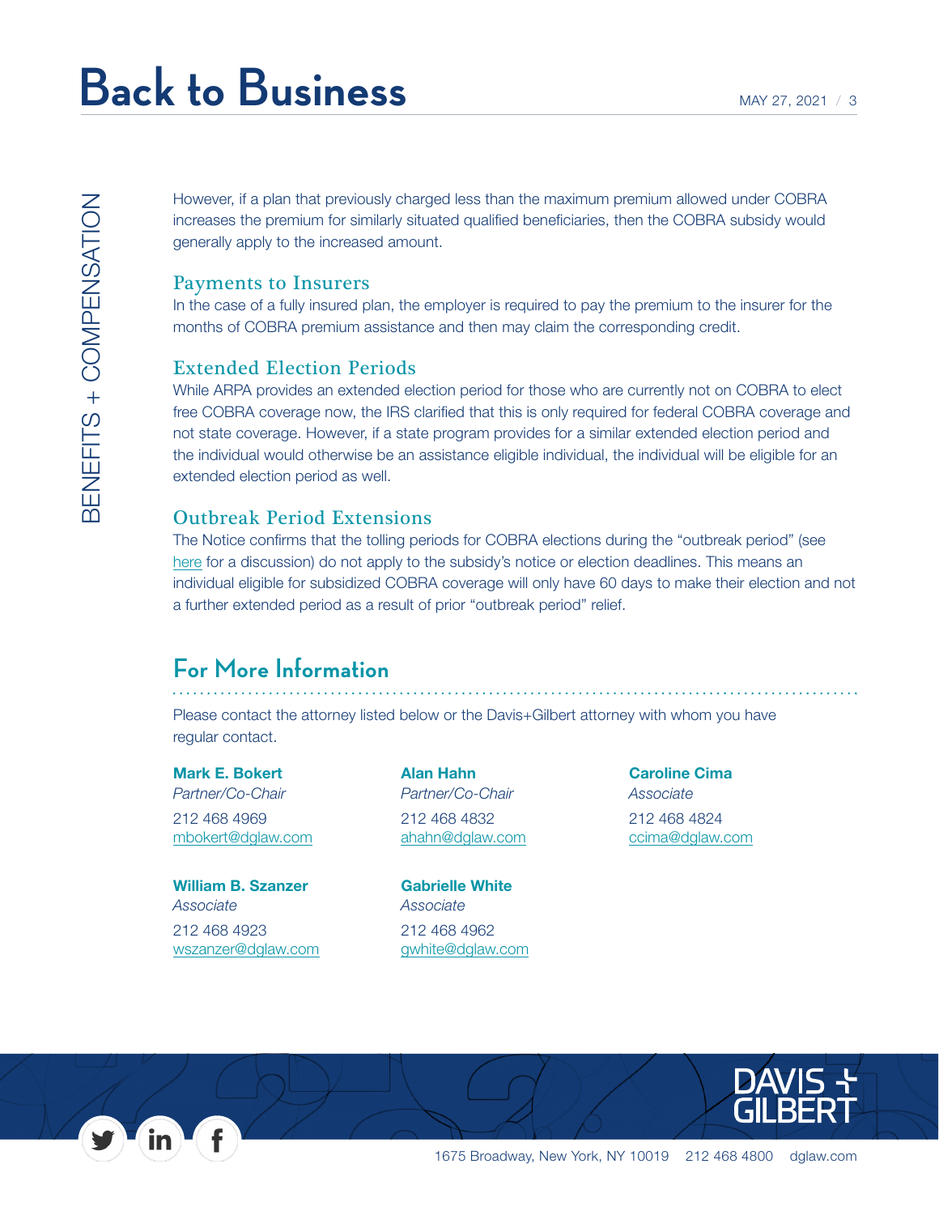However, if a plan that previously charged less than the maximum premium allowed under COBRA increases the premium for similarly situated qualified beneficiaries, then the COBRA subsidy would generally apply to the increased amount.

### Payments to Insurers

In the case of a fully insured plan, the employer is required to pay the premium to the insurer for the months of COBRA premium assistance and then may claim the corresponding credit.

### Extended Election Periods

While ARPA provides an extended election period for those who are currently not on COBRA to elect free COBRA coverage now, the IRS clarified that this is only required for federal COBRA coverage and not state coverage. However, if a state program provides for a similar extended election period and the individual would otherwise be an assistance eligible individual, the individual will be eligible for an extended election period as well.

### Outbreak Period Extensions

The Notice confirms that the tolling periods for COBRA elections during the "outbreak period" (see here for a discussion) do not apply to the subsidy's notice or election deadlines. This means an individual eligible for subsidized COBRA coverage will only have 60 days to make their election and not a further extended period as a result of prior "outbreak period" relief.

## For More Information

Please contact the attorney listed below or the Davis+Gilbert attorney with whom you have regular contact.

**Mark E. Bokert**
*Partner/Co-Chair*
212 468 4969
mbokert@dglaw.com

**Alan Hahn**
*Partner/Co-Chair*
212 468 4832
ahahn@dglaw.com

**Caroline Cima**
*Associate*
212 468 4824
ccima@dglaw.com

**William B. Szanzer**
*Associate*
212 468 4923
wszanzer@dglaw.com

**Gabrielle White**
*Associate*
212 468 4962
gwhite@dglaw.com

DAVIS + GILBERT

1675 Broadway, New York, NY 10019 212 468 4800 dglaw.com